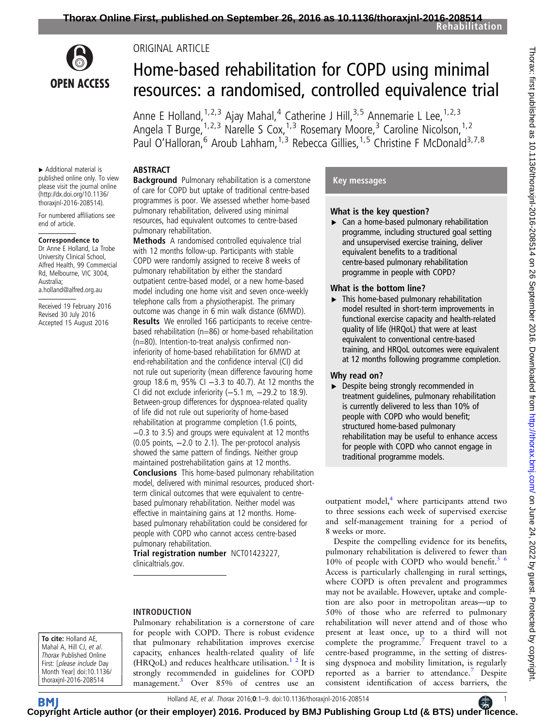ORIGINAL ARTICLE

# Home-based rehabilitation for COPD using minimal resources: a randomised, controlled equivalence trial

Anne E Holland,[1,2,3] Ajay Mahal,[4] Catherine J Hill,[3,5] Annemarie L Lee,[1,2,3] Angela T Burge,[1,2,3] Narelle S Cox,[1,3] Rosemary Moore,[3] Caroline Nicolson,[1,2] Paul O'Halloran,[6] Aroub Lahham,[1,3] Rebecca Gillies,[1,5] Christine F McDonald[3,7,8]

▸ Additional material is published online only. To view please visit the journal online (http://dx.doi.org/10.1136/thoraxjnl-2016-208514).

For numbered affiliations see end of article.

**Correspondence to**
Dr Anne E Holland, La Trobe University Clinical School, Alfred Health, 99 Commercial Rd, Melbourne, VIC 3004, Australia; a.holland@alfred.org.au

Received 19 February 2016
Revised 30 July 2016
Accepted 15 August 2016

## ABSTRACT

**Background** Pulmonary rehabilitation is a cornerstone of care for COPD but uptake of traditional centre-based programmes is poor. We assessed whether home-based pulmonary rehabilitation, delivered using minimal resources, had equivalent outcomes to centre-based pulmonary rehabilitation.

**Methods** A randomised controlled equivalence trial with 12 months follow-up. Participants with stable COPD were randomly assigned to receive 8 weeks of pulmonary rehabilitation by either the standard outpatient centre-based model, or a new home-based model including one home visit and seven once-weekly telephone calls from a physiotherapist. The primary outcome was change in 6 min walk distance (6MWD).

**Results** We enrolled 166 participants to receive centre-based rehabilitation (n=86) or home-based rehabilitation (n=80). Intention-to-treat analysis confirmed non-inferiority of home-based rehabilitation for 6MWD at end-rehabilitation and the confidence interval (CI) did not rule out superiority (mean difference favouring home group 18.6 m, 95% CI −3.3 to 40.7). At 12 months the CI did not exclude inferiority (−5.1 m, −29.2 to 18.9). Between-group differences for dyspnoea-related quality of life did not rule out superiority of home-based rehabilitation at programme completion (1.6 points, −0.3 to 3.5) and groups were equivalent at 12 months (0.05 points, −2.0 to 2.1). The per-protocol analysis showed the same pattern of findings. Neither group maintained postrehabilitation gains at 12 months.

**Conclusions** This home-based pulmonary rehabilitation model, delivered with minimal resources, produced short-term clinical outcomes that were equivalent to centre-based pulmonary rehabilitation. Neither model was effective in maintaining gains at 12 months. Home-based pulmonary rehabilitation could be considered for people with COPD who cannot access centre-based pulmonary rehabilitation.

**Trial registration number** NCT01423227, clinicaltrials.gov.

## Key messages

### What is the key question?

- Can a home-based pulmonary rehabilitation programme, including structured goal setting and unsupervised exercise training, deliver equivalent benefits to a traditional centre-based pulmonary rehabilitation programme in people with COPD?

### What is the bottom line?

- This home-based pulmonary rehabilitation model resulted in short-term improvements in functional exercise capacity and health-related quality of life (HRQoL) that were at least equivalent to conventional centre-based training, and HRQoL outcomes were equivalent at 12 months following programme completion.

### Why read on?

- Despite being strongly recommended in treatment guidelines, pulmonary rehabilitation is currently delivered to less than 10% of people with COPD who would benefit; structured home-based pulmonary rehabilitation may be useful to enhance access for people with COPD who cannot engage in traditional programme models.

## INTRODUCTION

Pulmonary rehabilitation is a cornerstone of care for people with COPD. There is robust evidence that pulmonary rehabilitation improves exercise capacity, enhances health-related quality of life (HRQoL) and reduces healthcare utilisation.[1,2] It is strongly recommended in guidelines for COPD management.[3] Over 85% of centres use an outpatient model,[4] where participants attend two to three sessions each week of supervised exercise and self-management training for a period of 8 weeks or more.

Despite the compelling evidence for its benefits, pulmonary rehabilitation is delivered to fewer than 10% of people with COPD who would benefit.[5,6] Access is particularly challenging in rural settings, where COPD is often prevalent and programmes may not be available. However, uptake and completion are also poor in metropolitan areas—up to 50% of those who are referred to pulmonary rehabilitation will never attend and of those who present at least once, up to a third will not complete the programme.[7] Frequent travel to a centre-based programme, in the setting of distressing dyspnoea and mobility limitation, is regularly reported as a barrier to attendance.[7] Despite consistent identification of access barriers, the

To cite: Holland AE, Mahal A, Hill CJ, et al. *Thorax* Published Online First: [*please include* Day Month Year] doi:10.1136/thoraxjnl-2016-208514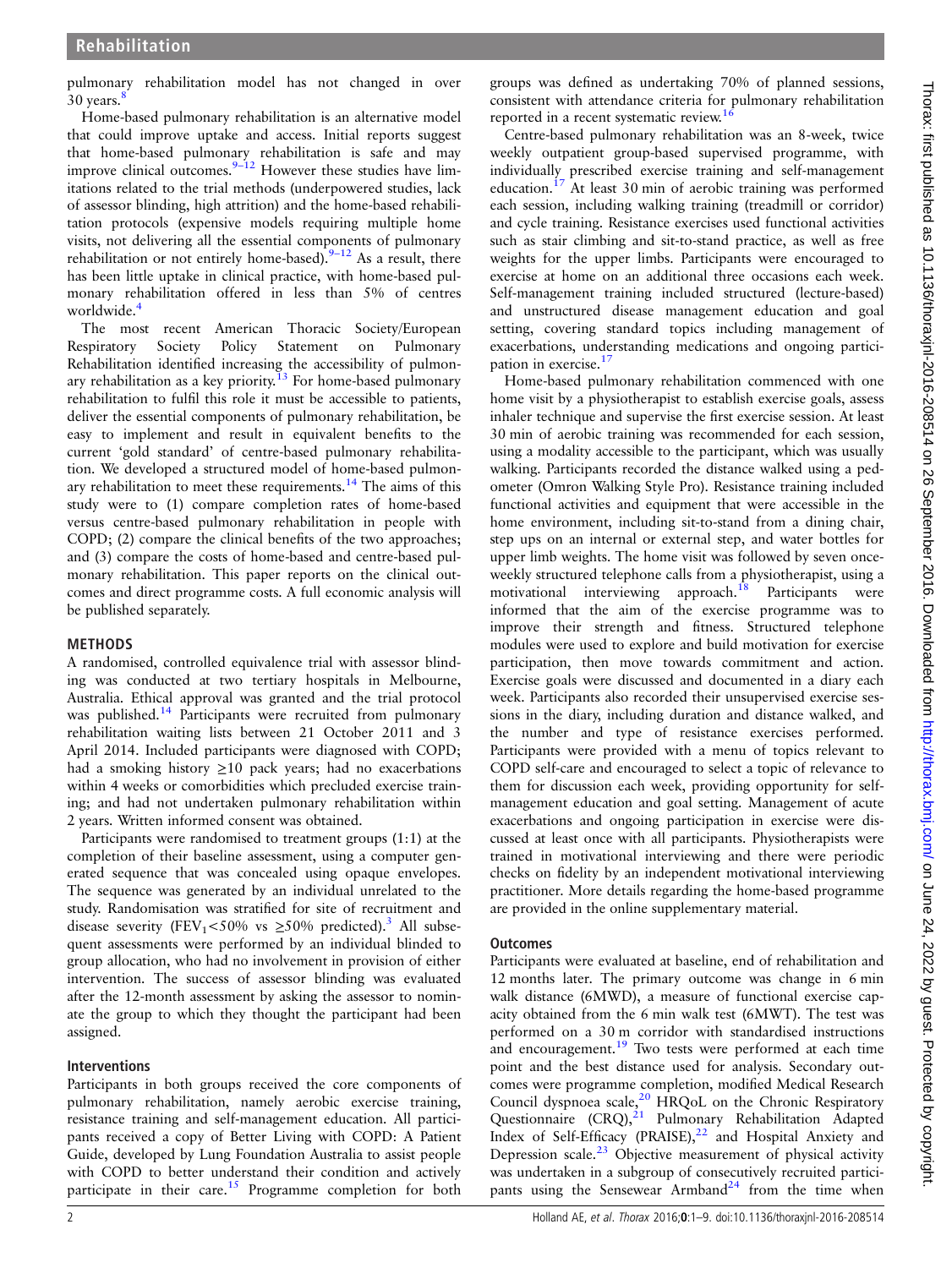pulmonary rehabilitation model has not changed in over 30 years.[8]

Home-based pulmonary rehabilitation is an alternative model that could improve uptake and access. Initial reports suggest that home-based pulmonary rehabilitation is safe and may improve clinical outcomes.[9–12] However these studies have limitations related to the trial methods (underpowered studies, lack of assessor blinding, high attrition) and the home-based rehabilitation protocols (expensive models requiring multiple home visits, not delivering all the essential components of pulmonary rehabilitation or not entirely home-based).[9–12] As a result, there has been little uptake in clinical practice, with home-based pulmonary rehabilitation offered in less than 5% of centres worldwide.[4]

The most recent American Thoracic Society/European Respiratory Society Policy Statement on Pulmonary Rehabilitation identified increasing the accessibility of pulmonary rehabilitation as a key priority.[13] For home-based pulmonary rehabilitation to fulfil this role it must be accessible to patients, deliver the essential components of pulmonary rehabilitation, be easy to implement and result in equivalent benefits to the current 'gold standard' of centre-based pulmonary rehabilitation. We developed a structured model of home-based pulmonary rehabilitation to meet these requirements.[14] The aims of this study were to (1) compare completion rates of home-based versus centre-based pulmonary rehabilitation in people with COPD; (2) compare the clinical benefits of the two approaches; and (3) compare the costs of home-based and centre-based pulmonary rehabilitation. This paper reports on the clinical outcomes and direct programme costs. A full economic analysis will be published separately.

## METHODS

A randomised, controlled equivalence trial with assessor blinding was conducted at two tertiary hospitals in Melbourne, Australia. Ethical approval was granted and the trial protocol was published.[14] Participants were recruited from pulmonary rehabilitation waiting lists between 21 October 2011 and 3 April 2014. Included participants were diagnosed with COPD; had a smoking history ≥10 pack years; had no exacerbations within 4 weeks or comorbidities which precluded exercise training; and had not undertaken pulmonary rehabilitation within 2 years. Written informed consent was obtained.

Participants were randomised to treatment groups (1:1) at the completion of their baseline assessment, using a computer generated sequence that was concealed using opaque envelopes. The sequence was generated by an individual unrelated to the study. Randomisation was stratified for site of recruitment and disease severity ($FEV_1$<50% vs ≥50% predicted).[3] All subsequent assessments were performed by an individual blinded to group allocation, who had no involvement in provision of either intervention. The success of assessor blinding was evaluated after the 12-month assessment by asking the assessor to nominate the group to which they thought the participant had been assigned.

### Interventions

Participants in both groups received the core components of pulmonary rehabilitation, namely aerobic exercise training, resistance training and self-management education. All participants received a copy of Better Living with COPD: A Patient Guide, developed by Lung Foundation Australia to assist people with COPD to better understand their condition and actively participate in their care.[15] Programme completion for both groups was defined as undertaking 70% of planned sessions, consistent with attendance criteria for pulmonary rehabilitation reported in a recent systematic review.[16]

Centre-based pulmonary rehabilitation was an 8-week, twice weekly outpatient group-based supervised programme, with individually prescribed exercise training and self-management education.[17] At least 30 min of aerobic training was performed each session, including walking training (treadmill or corridor) and cycle training. Resistance exercises used functional activities such as stair climbing and sit-to-stand practice, as well as free weights for the upper limbs. Participants were encouraged to exercise at home on an additional three occasions each week. Self-management training included structured (lecture-based) and unstructured disease management education and goal setting, covering standard topics including management of exacerbations, understanding medications and ongoing participation in exercise.[17]

Home-based pulmonary rehabilitation commenced with one home visit by a physiotherapist to establish exercise goals, assess inhaler technique and supervise the first exercise session. At least 30 min of aerobic training was recommended for each session, using a modality accessible to the participant, which was usually walking. Participants recorded the distance walked using a pedometer (Omron Walking Style Pro). Resistance training included functional activities and equipment that were accessible in the home environment, including sit-to-stand from a dining chair, step ups on an internal or external step, and water bottles for upper limb weights. The home visit was followed by seven once-weekly structured telephone calls from a physiotherapist, using a motivational interviewing approach.[18] Participants were informed that the aim of the exercise programme was to improve their strength and fitness. Structured telephone modules were used to explore and build motivation for exercise participation, then move towards commitment and action. Exercise goals were discussed and documented in a diary each week. Participants also recorded their unsupervised exercise sessions in the diary, including duration and distance walked, and the number and type of resistance exercises performed. Participants were provided with a menu of topics relevant to COPD self-care and encouraged to select a topic of relevance to them for discussion each week, providing opportunity for self-management education and goal setting. Management of acute exacerbations and ongoing participation in exercise were discussed at least once with all participants. Physiotherapists were trained in motivational interviewing and there were periodic checks on fidelity by an independent motivational interviewing practitioner. More details regarding the home-based programme are provided in the online supplementary material.

### Outcomes

Participants were evaluated at baseline, end of rehabilitation and 12 months later. The primary outcome was change in 6 min walk distance (6MWD), a measure of functional exercise capacity obtained from the 6 min walk test (6MWT). The test was performed on a 30 m corridor with standardised instructions and encouragement.[19] Two tests were performed at each time point and the best distance used for analysis. Secondary outcomes were programme completion, modified Medical Research Council dyspnoea scale,[20] HRQoL on the Chronic Respiratory Questionnaire (CRQ),[21] Pulmonary Rehabilitation Adapted Index of Self-Efficacy (PRAISE),[22] and Hospital Anxiety and Depression scale.[23] Objective measurement of physical activity was undertaken in a subgroup of consecutively recruited participants using the Sensewear Armband[24] from the time when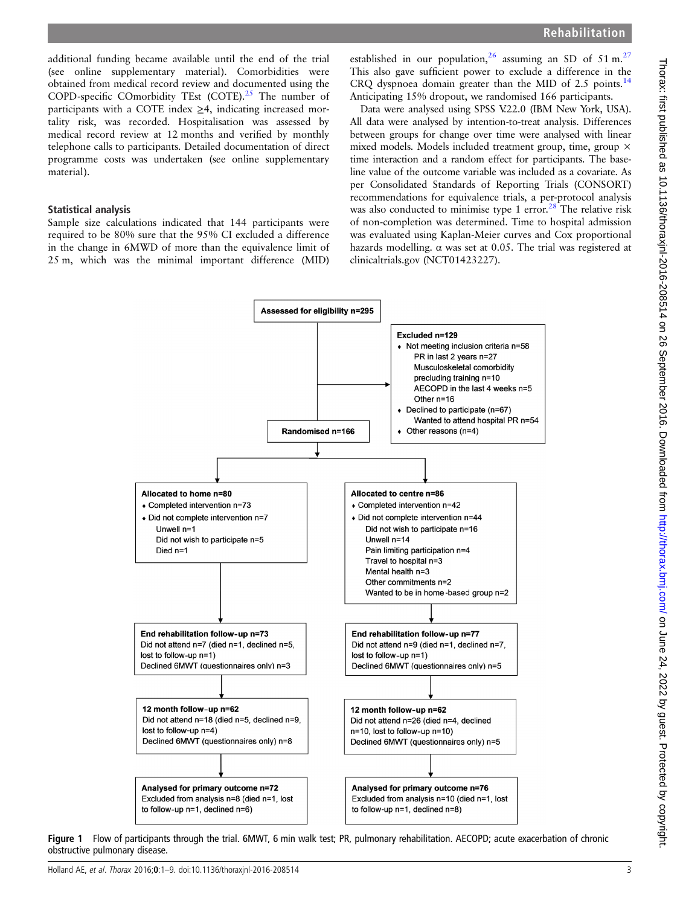additional funding became available until the end of the trial (see online supplementary material). Comorbidities were obtained from medical record review and documented using the COPD-specific COmorbidity TEst (COTE).[25] The number of participants with a COTE index ≥4, indicating increased mortality risk, was recorded. Hospitalisation was assessed by medical record review at 12 months and verified by monthly telephone calls to participants. Detailed documentation of direct programme costs was undertaken (see online supplementary material).

### Statistical analysis

Sample size calculations indicated that 144 participants were required to be 80% sure that the 95% CI excluded a difference in the change in 6MWD of more than the equivalence limit of 25 m, which was the minimal important difference (MID) established in our population,[26] assuming an SD of 51 m.[27] This also gave sufficient power to exclude a difference in the CRQ dyspnoea domain greater than the MID of 2.5 points.[14] Anticipating 15% dropout, we randomised 166 participants.

Data were analysed using SPSS V.22.0 (IBM New York, USA). All data were analysed by intention-to-treat analysis. Differences between groups for change over time were analysed with linear mixed models. Models included treatment group, time, group × time interaction and a random effect for participants. The baseline value of the outcome variable was included as a covariate. As per Consolidated Standards of Reporting Trials (CONSORT) recommendations for equivalence trials, a per-protocol analysis was also conducted to minimise type 1 error.[28] The relative risk of non-completion was determined. Time to hospital admission was evaluated using Kaplan-Meier curves and Cox proportional hazards modelling. α was set at 0.05. The trial was registered at clinicaltrials.gov (NCT01423227).

**Assessed for eligibility n=295**

**Excluded n=129**
- Not meeting inclusion criteria n=58
  - PR in last 2 years n=27
  - Musculoskeletal comorbidity precluding training n=10
  - AECOPD in the last 4 weeks n=5
  - Other n=16
- Declined to participate (n=67)
  - Wanted to attend hospital PR n=54
- Other reasons (n=4)

**Randomised n=166**

**Allocated to home n=80**
- Completed intervention n=73
- Did not complete intervention n=7
  - Unwell n=1
  - Did not wish to participate n=5
  - Died n=1

**End rehabilitation follow-up n=73**
Did not attend n=7 (died n=1, declined n=5, lost to follow-up n=1)
Declined 6MWT (questionnaires only) n=3

**12 month follow-up n=62**
Did not attend n=18 (died n=5, declined n=9, lost to follow-up n=4)
Declined 6MWT (questionnaires only) n=8

**Analysed for primary outcome n=72**
Excluded from analysis n=8 (died n=1, lost to follow-up n=1, declined n=6)

**Allocated to centre n=86**
- Completed intervention n=42
- Did not complete intervention n=44
  - Did not wish to participate n=16
  - Unwell n=14
  - Pain limiting participation n=4
  - Travel to hospital n=3
  - Mental health n=3
  - Other commitments n=2
  - Wanted to be in home-based group n=2

**End rehabilitation follow-up n=77**
Did not attend n=9 (died n=1, declined n=7, lost to follow-up n=1)
Declined 6MWT (questionnaires only) n=5

**12 month follow-up n=62**
Did not attend n=26 (died n=4, declined n=10, lost to follow-up n=10)
Declined 6MWT (questionnaires only) n=5

**Analysed for primary outcome n=76**
Excluded from analysis n=10 (died n=1, lost to follow-up n=1, declined n=8)

**Figure 1** Flow of participants through the trial. 6MWT, 6 min walk test; PR, pulmonary rehabilitation. AECOPD; acute exacerbation of chronic obstructive pulmonary disease.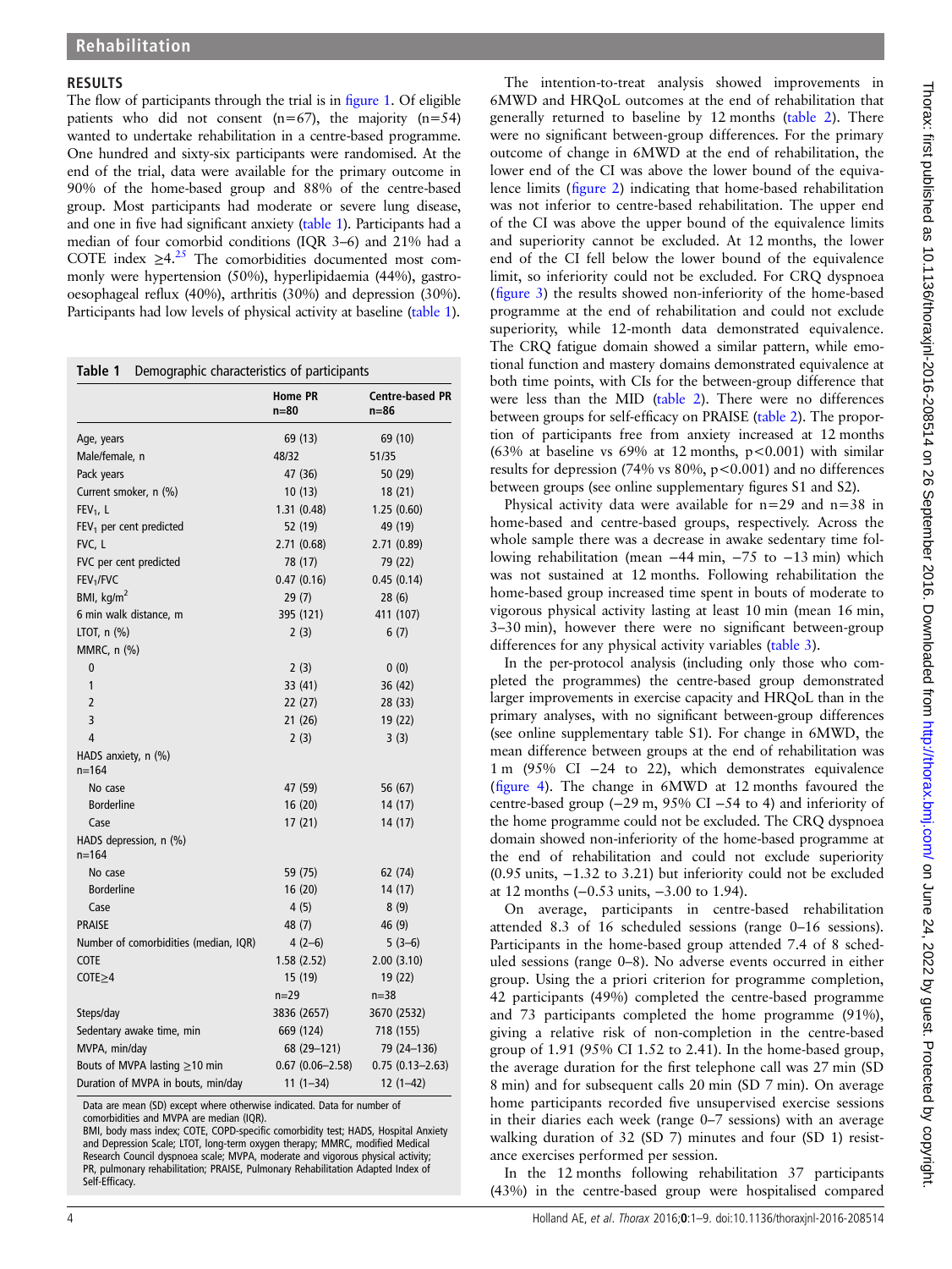## RESULTS

The flow of participants through the trial is in figure 1. Of eligible patients who did not consent (n=67), the majority (n=54) wanted to undertake rehabilitation in a centre-based programme. One hundred and sixty-six participants were randomised. At the end of the trial, data were available for the primary outcome in 90% of the home-based group and 88% of the centre-based group. Most participants had moderate or severe lung disease, and one in five had significant anxiety (table 1). Participants had a median of four comorbid conditions (IQR 3–6) and 21% had a COTE index ≥4.[25] The comorbidities documented most commonly were hypertension (50%), hyperlipidaemia (44%), gastro-oesophageal reflux (40%), arthritis (30%) and depression (30%). Participants had low levels of physical activity at baseline (table 1).

**Table 1** Demographic characteristics of participants

| | Home PR n=80 | Centre-based PR n=86 |
|---|---|---|
| Age, years | 69 (13) | 69 (10) |
| Male/female, n | 48/32 | 51/35 |
| Pack years | 47 (36) | 50 (29) |
| Current smoker, n (%) | 10 (13) | 18 (21) |
| $FEV_1$, L | 1.31 (0.48) | 1.25 (0.60) |
| $FEV_1$ per cent predicted | 52 (19) | 49 (19) |
| FVC, L | 2.71 (0.68) | 2.71 (0.89) |
| FVC per cent predicted | 78 (17) | 79 (22) |
| $FEV_1$/FVC | 0.47 (0.16) | 0.45 (0.14) |
| BMI, kg/m$^2$ | 29 (7) | 28 (6) |
| 6 min walk distance, m | 395 (121) | 411 (107) |
| LTOT, n (%) | 2 (3) | 6 (7) |
| MMRC, n (%) | | |
| 0 | 2 (3) | 0 (0) |
| 1 | 33 (41) | 36 (42) |
| 2 | 22 (27) | 28 (33) |
| 3 | 21 (26) | 19 (22) |
| 4 | 2 (3) | 3 (3) |
| HADS anxiety, n (%) n=164 | | |
| No case | 47 (59) | 56 (67) |
| Borderline | 16 (20) | 14 (17) |
| Case | 17 (21) | 14 (17) |
| HADS depression, n (%) n=164 | | |
| No case | 59 (75) | 62 (74) |
| Borderline | 16 (20) | 14 (17) |
| Case | 4 (5) | 8 (9) |
| PRAISE | 48 (7) | 46 (9) |
| Number of comorbidities (median, IQR) | 4 (2–6) | 5 (3–6) |
| COTE | 1.58 (2.52) | 2.00 (3.10) |
| COTE≥4 | 15 (19) | 19 (22) |
| | n=29 | n=38 |
| Steps/day | 3836 (2657) | 3670 (2532) |
| Sedentary awake time, min | 669 (124) | 718 (155) |
| MVPA, min/day | 68 (29–121) | 79 (24–136) |
| Bouts of MVPA lasting ≥10 min | 0.67 (0.06–2.58) | 0.75 (0.13–2.63) |
| Duration of MVPA in bouts, min/day | 11 (1–34) | 12 (1–42) |

Data are mean (SD) except where otherwise indicated. Data for number of comorbidities and MVPA are median (IQR).
BMI, body mass index; COTE, COPD-specific comorbidity test; HADS, Hospital Anxiety and Depression Scale; LTOT, long-term oxygen therapy; MMRC, modified Medical Research Council dyspnoea scale; MVPA, moderate and vigorous physical activity; PR, pulmonary rehabilitation; PRAISE, Pulmonary Rehabilitation Adapted Index of Self-Efficacy.

The intention-to-treat analysis showed improvements in 6MWD and HRQoL outcomes at the end of rehabilitation that generally returned to baseline by 12 months (table 2). There were no significant between-group differences. For the primary outcome of change in 6MWD at the end of rehabilitation, the lower end of the CI was above the lower bound of the equivalence limits (figure 2) indicating that home-based rehabilitation was not inferior to centre-based rehabilitation. The upper end of the CI was above the upper bound of the equivalence limits and superiority cannot be excluded. At 12 months, the lower end of the CI fell below the lower bound of the equivalence limit, so inferiority could not be excluded. For CRQ dyspnoea (figure 3) the results showed non-inferiority of the home-based programme at the end of rehabilitation and could not exclude superiority, while 12-month data demonstrated equivalence. The CRQ fatigue domain showed a similar pattern, while emotional function and mastery domains demonstrated equivalence at both time points, with CIs for the between-group difference that were less than the MID (table 2). There were no differences between groups for self-efficacy on PRAISE (table 2). The proportion of participants free from anxiety increased at 12 months (63% at baseline vs 69% at 12 months, p<0.001) with similar results for depression (74% vs 80%, p<0.001) and no differences between groups (see online supplementary figures S1 and S2).

Physical activity data were available for n=29 and n=38 in home-based and centre-based groups, respectively. Across the whole sample there was a decrease in awake sedentary time following rehabilitation (mean −44 min, −75 to −13 min) which was not sustained at 12 months. Following rehabilitation the home-based group increased time spent in bouts of moderate to vigorous physical activity lasting at least 10 min (mean 16 min, 3–30 min), however there were no significant between-group differences for any physical activity variables (table 3).

In the per-protocol analysis (including only those who completed the programmes) the centre-based group demonstrated larger improvements in exercise capacity and HRQoL than in the primary analyses, with no significant between-group differences (see online supplementary table S1). For change in 6MWD, the mean difference between groups at the end of rehabilitation was 1 m (95% CI −24 to 22), which demonstrates equivalence (figure 4). The change in 6MWD at 12 months favoured the centre-based group (−29 m, 95% CI −54 to 4) and inferiority of the home programme could not be excluded. The CRQ dyspnoea domain showed non-inferiority of the home-based programme at the end of rehabilitation and could not exclude superiority (0.95 units, −1.32 to 3.21) but inferiority could not be excluded at 12 months (−0.53 units, −3.00 to 1.94).

On average, participants in centre-based rehabilitation attended 8.3 of 16 scheduled sessions (range 0–16 sessions). Participants in the home-based group attended 7.4 of 8 scheduled sessions (range 0–8). No adverse events occurred in either group. Using the a priori criterion for programme completion, 42 participants (49%) completed the centre-based programme and 73 participants completed the home programme (91%), giving a relative risk of non-completion in the centre-based group of 1.91 (95% CI 1.52 to 2.41). In the home-based group, the average duration for the first telephone call was 27 min (SD 8 min) and for subsequent calls 20 min (SD 7 min). On average home participants recorded five unsupervised exercise sessions in their diaries each week (range 0–7 sessions) with an average walking duration of 32 (SD 7) minutes and four (SD 1) resistance exercises performed per session.

In the 12 months following rehabilitation 37 participants (43%) in the centre-based group were hospitalised compared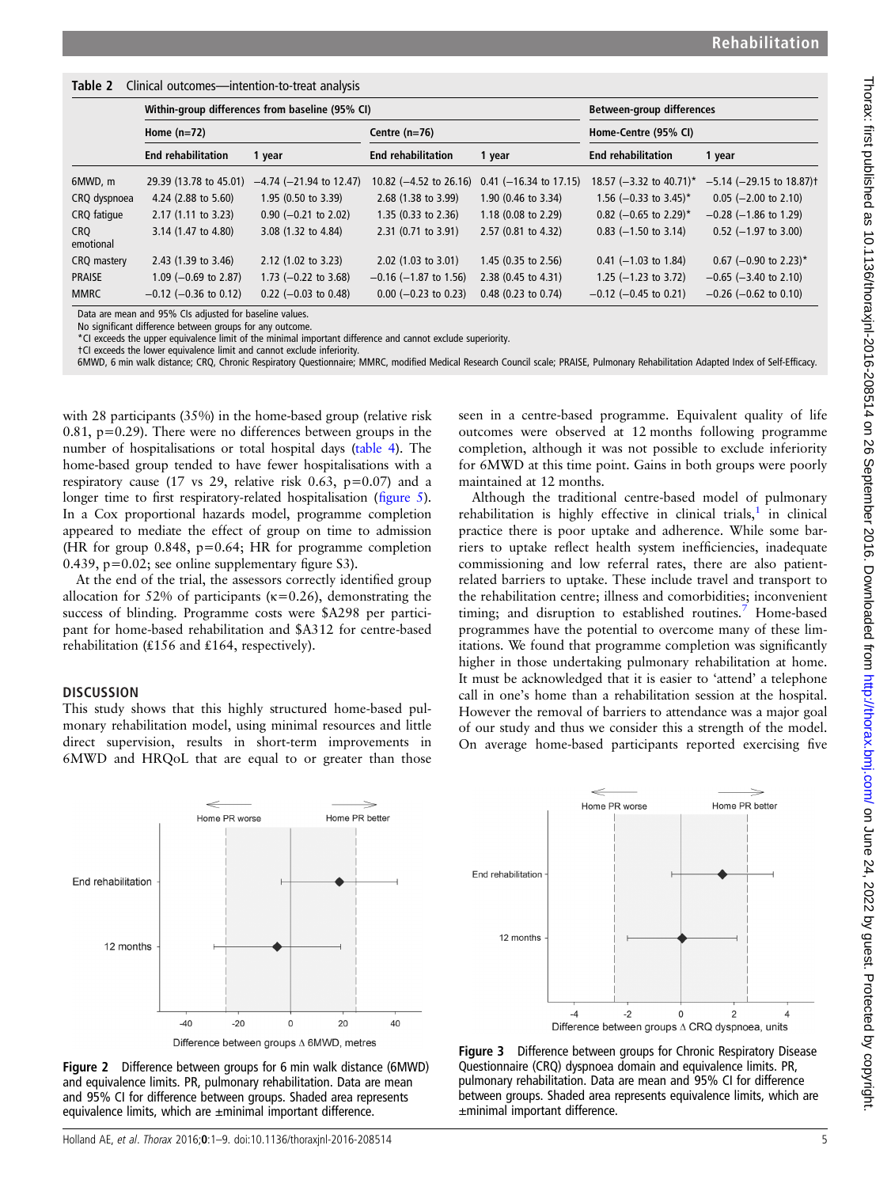**Table 2** Clinical outcomes—intention-to-treat analysis

| | Within-group differences from baseline (95% CI) | | | | Between-group differences | |
|---|---|---|---|---|---|---|
| | Home (n=72) | | Centre (n=76) | | Home-Centre (95% CI) | |
| | End rehabilitation | 1 year | End rehabilitation | 1 year | End rehabilitation | 1 year |
| 6MWD, m | 29.39 (13.78 to 45.01) | −4.74 (−21.94 to 12.47) | 10.82 (−4.52 to 26.16) | 0.41 (−16.34 to 17.15) | 18.57 (−3.32 to 40.71)* | −5.14 (−29.15 to 18.87)† |
| CRQ dyspnoea | 4.24 (2.88 to 5.60) | 1.95 (0.50 to 3.39) | 2.68 (1.38 to 3.99) | 1.90 (0.46 to 3.34) | 1.56 (−0.33 to 3.45)* | 0.05 (−2.00 to 2.10) |
| CRQ fatigue | 2.17 (1.11 to 3.23) | 0.90 (−0.21 to 2.02) | 1.35 (0.33 to 2.36) | 1.18 (0.08 to 2.29) | 0.82 (−0.65 to 2.29)* | −0.28 (−1.86 to 1.29) |
| CRQ emotional | 3.14 (1.47 to 4.80) | 3.08 (1.32 to 4.84) | 2.31 (0.71 to 3.91) | 2.57 (0.81 to 4.32) | 0.83 (−1.50 to 3.14) | 0.52 (−1.97 to 3.00) |
| CRQ mastery | 2.43 (1.39 to 3.46) | 2.12 (1.02 to 3.23) | 2.02 (1.03 to 3.01) | 1.45 (0.35 to 2.56) | 0.41 (−1.03 to 1.84) | 0.67 (−0.90 to 2.23)* |
| PRAISE | 1.09 (−0.69 to 2.87) | 1.73 (−0.22 to 3.68) | −0.16 (−1.87 to 1.56) | 2.38 (0.45 to 4.31) | 1.25 (−1.23 to 3.72) | −0.65 (−3.40 to 2.10) |
| MMRC | −0.12 (−0.36 to 0.12) | 0.22 (−0.03 to 0.48) | 0.00 (−0.23 to 0.23) | 0.48 (0.23 to 0.74) | −0.12 (−0.45 to 0.21) | −0.26 (−0.62 to 0.10) |

Data are mean and 95% CIs adjusted for baseline values.
No significant difference between groups for any outcome.
*CI exceeds the upper equivalence limit of the minimal important difference and cannot exclude superiority.
†CI exceeds the lower equivalence limit and cannot exclude inferiority.
6MWD, 6 min walk distance; CRQ, Chronic Respiratory Questionnaire; MMRC, modified Medical Research Council scale; PRAISE, Pulmonary Rehabilitation Adapted Index of Self-Efficacy.

with 28 participants (35%) in the home-based group (relative risk 0.81, p=0.29). There were no differences between groups in the number of hospitalisations or total hospital days (table 4). The home-based group tended to have fewer hospitalisations with a respiratory cause (17 vs 29, relative risk 0.63, p=0.07) and a longer time to first respiratory-related hospitalisation (figure 5). In a Cox proportional hazards model, programme completion appeared to mediate the effect of group on time to admission (HR for group 0.848, p=0.64; HR for programme completion 0.439, p=0.02; see online supplementary figure S3).

At the end of the trial, the assessors correctly identified group allocation for 52% of participants (κ=0.26), demonstrating the success of blinding. Programme costs were $A298 per participant for home-based rehabilitation and $A312 for centre-based rehabilitation (£156 and £164, respectively).

## DISCUSSION

This study shows that this highly structured home-based pulmonary rehabilitation model, using minimal resources and little direct supervision, results in short-term improvements in 6MWD and HRQoL that are equal to or greater than those seen in a centre-based programme. Equivalent quality of life outcomes were observed at 12 months following programme completion, although it was not possible to exclude inferiority for 6MWD at this time point. Gains in both groups were poorly maintained at 12 months.

Although the traditional centre-based model of pulmonary rehabilitation is highly effective in clinical trials,[1] in clinical practice there is poor uptake and adherence. While some barriers to uptake reflect health system inefficiencies, inadequate commissioning and low referral rates, there are also patient-related barriers to uptake. These include travel and transport to the rehabilitation centre; illness and comorbidities; inconvenient timing; and disruption to established routines.[7] Home-based programmes have the potential to overcome many of these limitations. We found that programme completion was significantly higher in those undertaking pulmonary rehabilitation at home. It must be acknowledged that it is easier to 'attend' a telephone call in one's home than a rehabilitation session at the hospital. However the removal of barriers to attendance was a major goal of our study and thus we consider this a strength of the model. On average home-based participants reported exercising five

**Figure 2** Difference between groups for 6 min walk distance (6MWD) and equivalence limits. PR, pulmonary rehabilitation. Data are mean and 95% CI for difference between groups. Shaded area represents equivalence limits, which are ±minimal important difference.

**Figure 3** Difference between groups for Chronic Respiratory Disease Questionnaire (CRQ) dyspnoea domain and equivalence limits. PR, pulmonary rehabilitation. Data are mean and 95% CI for difference between groups. Shaded area represents equivalence limits, which are ±minimal important difference.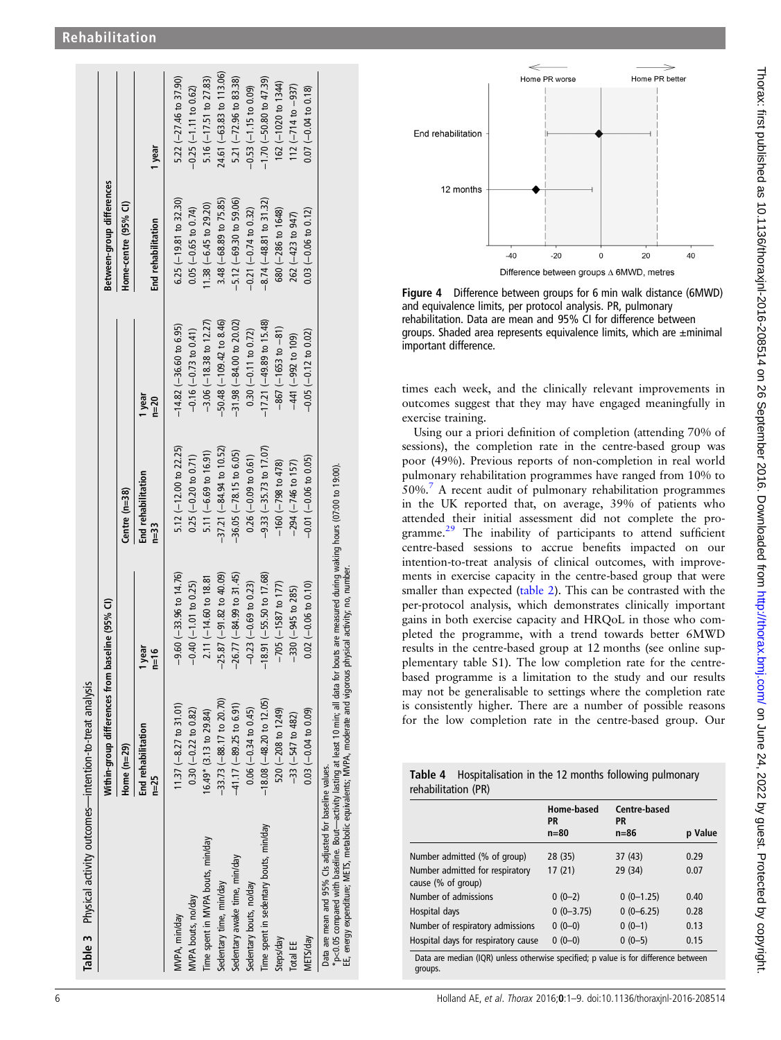**Table 3** Physical activity outcomes—intention-to-treat analysis

| | Within-group differences from baseline (95% CI) | | | | Between-group differences | |
|---|---|---|---|---|---|---|
| | Home (n=29) | | Centre (n=38) | | Home-centre (95% CI) | |
| | End rehabilitation n=25 | 1 year n=16 | End rehabilitation n=33 | 1 year n=20 | End rehabilitation | 1 year |
| MVPA, min/day | 11.37 (−8.27 to 31.01) | −9.60 (−33.96 to 14.76) | 5.12 (−12.00 to 22.25) | −14.82 (−36.60 to 6.95) | 6.25 (−19.81 to 32.30) | 5.22 (−27.46 to 37.90) |
| MVPA bouts, no/day | 0.30 (−0.22 to 0.82) | −0.40 (−1.01 to 0.25) | 0.25 (−0.20 to 0.71) | −0.16 (−0.73 to 0.41) | 0.05 (−0.65 to 0.74) | −0.25 (−1.11 to 0.62) |
| Time spent in MVPA bouts, min/day | 16.49* (3.13 to 29.84) | 2.11 (−14.60 to 18.81 | 5.11 (−6.69 to 16.91) | −3.06 (−18.38 to 12.27) | 11.38 (−6.45 to 29.20) | 5.16 (−17.51 to 27.83) |
| Sedentary time, min/day | −33.73 (−88.17 to 20.70) | −25.87 (−91.82 to 40.09) | −37.21 (−84.94 to 10.52) | −50.48 (−109.42 to 8.46) | 3.48 (−68.89 to 75.85) | 24.61 (−63.83 to 113.06) |
| Sedentary awake time, min/day | −41.17 (−89.25 to 6.91) | −26.77 (−84.99 to 31.45) | −36.05 (−78.15 to 6.05) | −31.98 (−84.00 to 20.02) | −5.12 (−69.30 to 59.06) | 5.21 (−72.96 to 83.38) |
| Sedentary bouts, no/day | 0.06 (−0.34 to 0.45) | −0.23 (−0.69 to 0.23) | 0.26 (−0.09 to 0.61) | 0.30 (−0.11 to 0.72) | −0.21 (−0.74 to 0.32) | −0.53 (−1.15 to 0.09) |
| Time spent in sedentary bouts, min/day | −18.08 (−48.20 to 12.05) | −18.91 (−55.50 to 17.68) | −9.33 (−35.73 to 17.07) | −17.21 (−49.89 to 15.48) | −8.74 (−48.81 to 31.32) | −1.70 (−50.80 to 47.39) |
| Steps/day | 520 (−208 to 1249) | −705 (−1587 to 177) | −160 (−798 to 478) | −867 (−1653 to −81) | 680 (−286 to 1648) | 162 (−1020 to 1344) |
| Total EE | −33 (−547 to 482) | −330 (−945 to 285) | −294 (−746 to 157) | −441 (−992 to 109) | 262 (−423 to 947) | 112 (−714 to −937) |
| METS/day | 0.03 (−0.04 to 0.09) | 0.02 (−0.06 to 0.10) | −0.01 (−0.06 to 0.05) | −0.05 (−0.12 to 0.02) | 0.03 (−0.06 to 0.12) | 0.07 (−0.04 to 0.18) |

Data are mean and 95% CIs adjusted for baseline values.
*p<0.05 compared with baseline. Bout—activity lasting at least 10 min; all data for bouts are measured during waking hours (07:00 to 19:00).
EE, energy expenditure; METS, metabolic equivalents; MVPA, moderate and vigorous physical activity; no, number.

**Figure 4** Difference between groups for 6 min walk distance (6MWD) and equivalence limits, per protocol analysis. PR, pulmonary rehabilitation. Data are mean and 95% CI for difference between groups. Shaded area represents equivalence limits, which are ±minimal important difference.

times each week, and the clinically relevant improvements in outcomes suggest that they may have engaged meaningfully in exercise training.

Using our a priori definition of completion (attending 70% of sessions), the completion rate in the centre-based group was poor (49%). Previous reports of non-completion in real world pulmonary rehabilitation programmes have ranged from 10% to 50%.[7] A recent audit of pulmonary rehabilitation programmes in the UK reported that, on average, 39% of patients who attended their initial assessment did not complete the programme.[29] The inability of participants to attend sufficient centre-based sessions to accrue benefits impacted on our intention-to-treat analysis of clinical outcomes, with improvements in exercise capacity in the centre-based group that were smaller than expected (table 2). This can be contrasted with the per-protocol analysis, which demonstrates clinically important gains in both exercise capacity and HRQoL in those who completed the programme, with a trend towards better 6MWD results in the centre-based group at 12 months (see online supplementary table S1). The low completion rate for the centre-based programme is a limitation to the study and our results may not be generalisable to settings where the completion rate is consistently higher. There are a number of possible reasons for the low completion rate in the centre-based group. Our

**Table 4** Hospitalisation in the 12 months following pulmonary rehabilitation (PR)

| | Home-based PR n=80 | Centre-based PR n=86 | p Value |
|---|---|---|---|
| Number admitted (% of group) | 28 (35) | 37 (43) | 0.29 |
| Number admitted for respiratory cause (% of group) | 17 (21) | 29 (34) | 0.07 |
| Number of admissions | 0 (0–2) | 0 (0–1.25) | 0.40 |
| Hospital days | 0 (0–3.75) | 0 (0–6.25) | 0.28 |
| Number of respiratory admissions | 0 (0–0) | 0 (0–1) | 0.13 |
| Hospital days for respiratory cause | 0 (0–0) | 0 (0–5) | 0.15 |

Data are median (IQR) unless otherwise specified; p value is for difference between groups.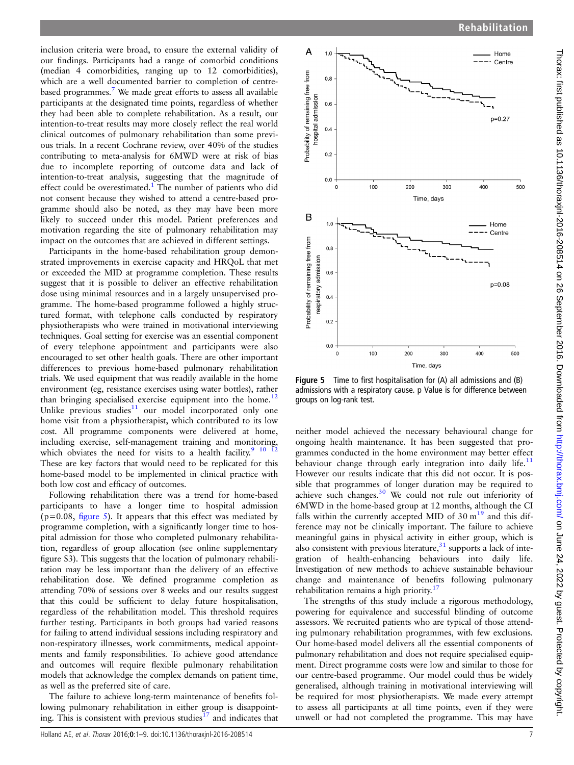inclusion criteria were broad, to ensure the external validity of our findings. Participants had a range of comorbid conditions (median 4 comorbidities, ranging up to 12 comorbidities), which are a well documented barrier to completion of centre-based programmes.[7] We made great efforts to assess all available participants at the designated time points, regardless of whether they had been able to complete rehabilitation. As a result, our intention-to-treat results may more closely reflect the real world clinical outcomes of pulmonary rehabilitation than some previous trials. In a recent Cochrane review, over 40% of the studies contributing to meta-analysis for 6MWD were at risk of bias due to incomplete reporting of outcome data and lack of intention-to-treat analysis, suggesting that the magnitude of effect could be overestimated.[1] The number of patients who did not consent because they wished to attend a centre-based programme should also be noted, as they may have been more likely to succeed under this model. Patient preferences and motivation regarding the site of pulmonary rehabilitation may impact on the outcomes that are achieved in different settings.

Participants in the home-based rehabilitation group demonstrated improvements in exercise capacity and HRQoL that met or exceeded the MID at programme completion. These results suggest that it is possible to deliver an effective rehabilitation dose using minimal resources and in a largely unsupervised programme. The home-based programme followed a highly structured format, with telephone calls conducted by respiratory physiotherapists who were trained in motivational interviewing techniques. Goal setting for exercise was an essential component of every telephone appointment and participants were also encouraged to set other health goals. There are other important differences to previous home-based pulmonary rehabilitation trials. We used equipment that was readily available in the home environment (eg, resistance exercises using water bottles), rather than bringing specialised exercise equipment into the home.[12] Unlike previous studies[11] our model incorporated only one home visit from a physiotherapist, which contributed to its low cost. All programme components were delivered at home, including exercise, self-management training and monitoring, which obviates the need for visits to a health facility.[9 10 12] These are key factors that would need to be replicated for this home-based model to be implemented in clinical practice with both low cost and efficacy of outcomes.

Following rehabilitation there was a trend for home-based participants to have a longer time to hospital admission (p=0.08, figure 5). It appears that this effect was mediated by programme completion, with a significantly longer time to hospital admission for those who completed pulmonary rehabilitation, regardless of group allocation (see online supplementary figure S3). This suggests that the location of pulmonary rehabilitation may be less important than the delivery of an effective rehabilitation dose. We defined programme completion as attending 70% of sessions over 8 weeks and our results suggest that this could be sufficient to delay future hospitalisation, regardless of the rehabilitation model. This threshold requires further testing. Participants in both groups had varied reasons for failing to attend individual sessions including respiratory and non-respiratory illnesses, work commitments, medical appointments and family responsibilities. To achieve good attendance and outcomes will require flexible pulmonary rehabilitation models that acknowledge the complex demands on patient time, as well as the preferred site of care.

The failure to achieve long-term maintenance of benefits following pulmonary rehabilitation in either group is disappointing. This is consistent with previous studies[17] and indicates that neither model achieved the necessary behavioural change for ongoing health maintenance. It has been suggested that programmes conducted in the home environment may better effect behaviour change through early integration into daily life.[11] However our results indicate that this did not occur. It is possible that programmes of longer duration may be required to achieve such changes.[30] We could not rule out inferiority of 6MWD in the home-based group at 12 months, although the CI falls within the currently accepted MID of 30 m[19] and this difference may not be clinically important. The failure to achieve meaningful gains in physical activity in either group, which is also consistent with previous literature,[31] supports a lack of integration of health-enhancing behaviours into daily life. Investigation of new methods to achieve sustainable behaviour change and maintenance of benefits following pulmonary rehabilitation remains a high priority.[17]

**Figure 5** Time to first hospitalisation for (A) all admissions and (B) admissions with a respiratory cause. p Value is for difference between groups on log-rank test.

The strengths of this study include a rigorous methodology, powering for equivalence and successful blinding of outcome assessors. We recruited patients who are typical of those attending pulmonary rehabilitation programmes, with few exclusions. Our home-based model delivers all the essential components of pulmonary rehabilitation and does not require specialised equipment. Direct programme costs were low and similar to those for our centre-based programme. Our model could thus be widely generalised, although training in motivational interviewing will be required for most physiotherapists. We made every attempt to assess all participants at all time points, even if they were unwell or had not completed the programme. This may have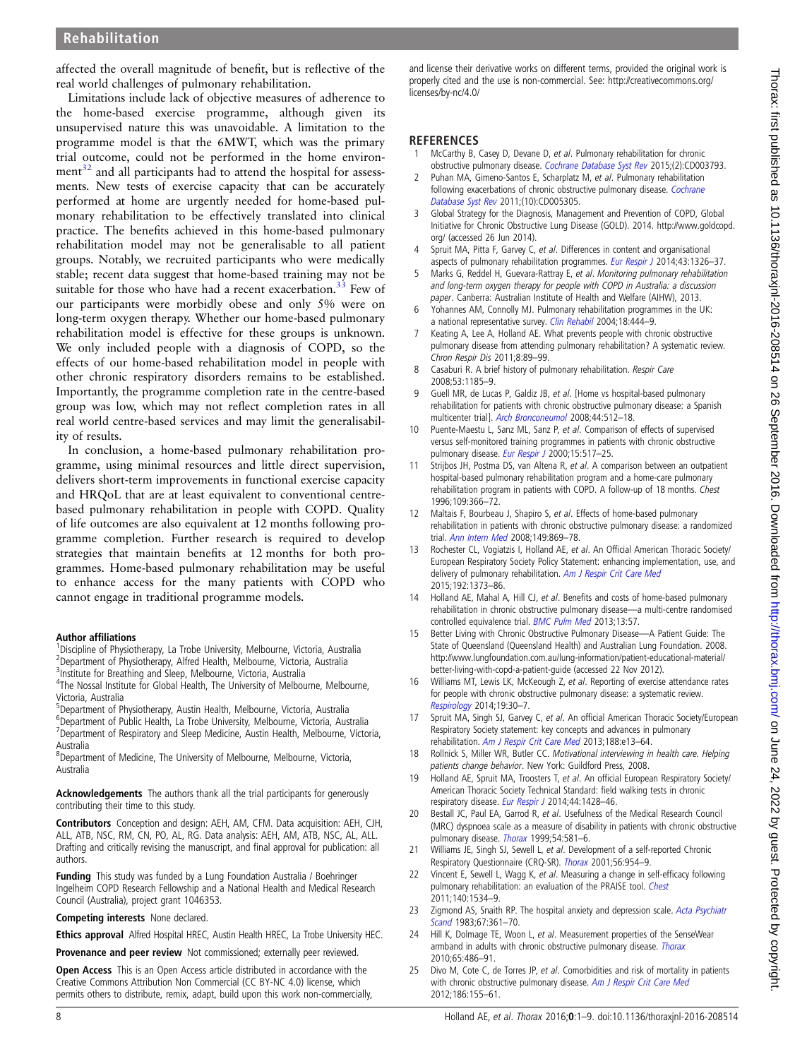affected the overall magnitude of benefit, but is reflective of the real world challenges of pulmonary rehabilitation.

Limitations include lack of objective measures of adherence to the home-based exercise programme, although given its unsupervised nature this was unavoidable. A limitation to the programme model is that the 6MWT, which was the primary trial outcome, could not be performed in the home environment[32] and all participants had to attend the hospital for assessments. New tests of exercise capacity that can be accurately performed at home are urgently needed for home-based pulmonary rehabilitation to be effectively translated into clinical practice. The benefits achieved in this home-based pulmonary rehabilitation model may not be generalisable to all patient groups. Notably, we recruited participants who were medically stable; recent data suggest that home-based training may not be suitable for those who have had a recent exacerbation.[33] Few of our participants were morbidly obese and only 5% were on long-term oxygen therapy. Whether our home-based pulmonary rehabilitation model is effective for these groups is unknown. We only included people with a diagnosis of COPD, so the effects of our home-based rehabilitation model in people with other chronic respiratory disorders remains to be established. Importantly, the programme completion rate in the centre-based group was low, which may not reflect completion rates in all real world centre-based services and may limit the generalisability of results.

In conclusion, a home-based pulmonary rehabilitation programme, using minimal resources and little direct supervision, delivers short-term improvements in functional exercise capacity and HRQoL that are at least equivalent to conventional centre-based pulmonary rehabilitation in people with COPD. Quality of life outcomes are also equivalent at 12 months following programme completion. Further research is required to develop strategies that maintain benefits at 12 months for both programmes. Home-based pulmonary rehabilitation may be useful to enhance access for the many patients with COPD who cannot engage in traditional programme models.

**Author affiliations**
[1]Discipline of Physiotherapy, La Trobe University, Melbourne, Victoria, Australia
[2]Department of Physiotherapy, Alfred Health, Melbourne, Victoria, Australia
[3]Institute for Breathing and Sleep, Melbourne, Victoria, Australia
[4]The Nossal Institute for Global Health, The University of Melbourne, Melbourne, Victoria, Australia
[5]Department of Physiotherapy, Austin Health, Melbourne, Victoria, Australia
[6]Department of Public Health, La Trobe University, Melbourne, Victoria, Australia
[7]Department of Respiratory and Sleep Medicine, Austin Health, Melbourne, Victoria, Australia
[8]Department of Medicine, The University of Melbourne, Melbourne, Victoria, Australia

**Acknowledgements** The authors thank all the trial participants for generously contributing their time to this study.

**Contributors** Conception and design: AEH, AM, CFM. Data acquisition: AEH, CJH, ALL, ATB, NSC, RM, CN, PO, AL, RG. Data analysis: AEH, AM, ATB, NSC, AL, ALL. Drafting and critically revising the manuscript, and final approval for publication: all authors.

**Funding** This study was funded by a Lung Foundation Australia / Boehringer Ingelheim COPD Research Fellowship and a National Health and Medical Research Council (Australia), project grant 1046353.

**Competing interests** None declared.

**Ethics approval** Alfred Hospital HREC, Austin Health HREC, La Trobe University HEC.

**Provenance and peer review** Not commissioned; externally peer reviewed.

**Open Access** This is an Open Access article distributed in accordance with the Creative Commons Attribution Non Commercial (CC BY-NC 4.0) license, which permits others to distribute, remix, adapt, build upon this work non-commercially, and license their derivative works on different terms, provided the original work is properly cited and the use is non-commercial. See: http://creativecommons.org/licenses/by-nc/4.0/

## REFERENCES

1. McCarthy B, Casey D, Devane D, *et al*. Pulmonary rehabilitation for chronic obstructive pulmonary disease. *Cochrane Database Syst Rev* 2015;(2):CD003793.
2. Puhan MA, Gimeno-Santos E, Scharplatz M, *et al*. Pulmonary rehabilitation following exacerbations of chronic obstructive pulmonary disease. *Cochrane Database Syst Rev* 2011;(10):CD005305.
3. Global Strategy for the Diagnosis, Management and Prevention of COPD, Global Initiative for Chronic Obstructive Lung Disease (GOLD). 2014. http://www.goldcopd.org/ (accessed 26 Jun 2014).
4. Spruit MA, Pitta F, Garvey C, *et al*. Differences in content and organisational aspects of pulmonary rehabilitation programmes. *Eur Respir J* 2014;43:1326–37.
5. Marks G, Reddel H, Guevara-Rattray E, *et al*. *Monitoring pulmonary rehabilitation and long-term oxygen therapy for people with COPD in Australia: a discussion paper*. Canberra: Australian Institute of Health and Welfare (AIHW), 2013.
6. Yohannes AM, Connolly MJ. Pulmonary rehabilitation programmes in the UK: a national representative survey. *Clin Rehabil* 2004;18:444–9.
7. Keating A, Lee A, Holland AE. What prevents people with chronic obstructive pulmonary disease from attending pulmonary rehabilitation? A systematic review. *Chron Respir Dis* 2011;8:89–99.
8. Casaburi R. A brief history of pulmonary rehabilitation. *Respir Care* 2008;53:1185–9.
9. Guell MR, de Lucas P, Galdiz JB, *et al*. [Home vs hospital-based pulmonary rehabilitation for patients with chronic obstructive pulmonary disease: a Spanish multicenter trial]. *Arch Bronconeumol* 2008;44:512–18.
10. Puente-Maestu L, Sanz ML, Sanz P, *et al*. Comparison of effects of supervised versus self-monitored training programmes in patients with chronic obstructive pulmonary disease. *Eur Respir J* 2000;15:517–25.
11. Strijbos JH, Postma DS, van Altena R, *et al*. A comparison between an outpatient hospital-based pulmonary rehabilitation program and a home-care pulmonary rehabilitation program in patients with COPD. A follow-up of 18 months. *Chest* 1996;109:366–72.
12. Maltais F, Bourbeau J, Shapiro S, *et al*. Effects of home-based pulmonary rehabilitation in patients with chronic obstructive pulmonary disease: a randomized trial. *Ann Intern Med* 2008;149:869–78.
13. Rochester CL, Vogiatzis I, Holland AE, *et al*. An Official American Thoracic Society/European Respiratory Society Policy Statement: enhancing implementation, use, and delivery of pulmonary rehabilitation. *Am J Respir Crit Care Med* 2015;192:1373–86.
14. Holland AE, Mahal A, Hill CJ, *et al*. Benefits and costs of home-based pulmonary rehabilitation in chronic obstructive pulmonary disease—a multi-centre randomised controlled equivalence trial. *BMC Pulm Med* 2013;13:57.
15. Better Living with Chronic Obstructive Pulmonary Disease—A Patient Guide: The State of Queensland (Queensland Health) and Australian Lung Foundation. 2008. http://www.lungfoundation.com.au/lung-information/patient-educational-material/better-living-with-copd-a-patient-guide (accessed 22 Nov 2012).
16. Williams MT, Lewis LK, McKeough Z, *et al*. Reporting of exercise attendance rates for people with chronic obstructive pulmonary disease: a systematic review. *Respirology* 2014;19:30–7.
17. Spruit MA, Singh SJ, Garvey C, *et al*. An official American Thoracic Society/European Respiratory Society statement: key concepts and advances in pulmonary rehabilitation. *Am J Respir Crit Care Med* 2013;188:e13–64.
18. Rollnick S, Miller WR, Butler CC. *Motivational interviewing in health care. Helping patients change behavior*. New York: Guildford Press, 2008.
19. Holland AE, Spruit MA, Troosters T, *et al*. An official European Respiratory Society/American Thoracic Society Technical Standard: field walking tests in chronic respiratory disease. *Eur Respir J* 2014;44:1428–46.
20. Bestall JC, Paul EA, Garrod R, *et al*. Usefulness of the Medical Research Council (MRC) dyspnoea scale as a measure of disability in patients with chronic obstructive pulmonary disease. *Thorax* 1999;54:581–6.
21. Williams JE, Singh SJ, Sewell L, *et al*. Development of a self-reported Chronic Respiratory Questionnaire (CRQ-SR). *Thorax* 2001;56:954–9.
22. Vincent E, Sewell L, Wagg K, *et al*. Measuring a change in self-efficacy following pulmonary rehabilitation: an evaluation of the PRAISE tool. *Chest* 2011;140:1534–9.
23. Zigmond AS, Snaith RP. The hospital anxiety and depression scale. *Acta Psychiatr Scand* 1983;67:361–70.
24. Hill K, Dolmage TE, Woon L, *et al*. Measurement properties of the SenseWear armband in adults with chronic obstructive pulmonary disease. *Thorax* 2010;65:486–91.
25. Divo M, Cote C, de Torres JP, *et al*. Comorbidities and risk of mortality in patients with chronic obstructive pulmonary disease. *Am J Respir Crit Care Med* 2012;186:155–61.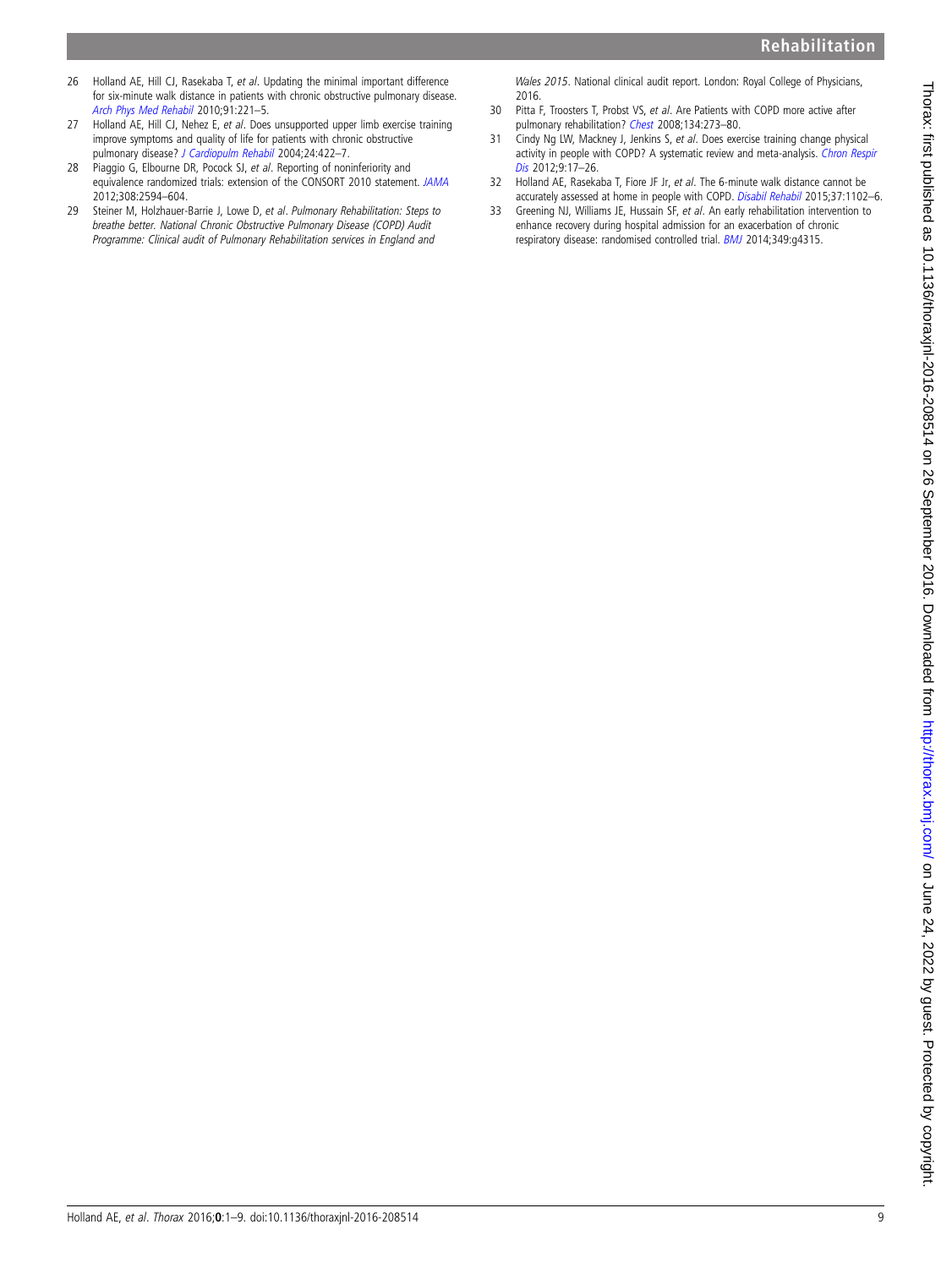26 Holland AE, Hill CJ, Rasekaba T, *et al*. Updating the minimal important difference for six-minute walk distance in patients with chronic obstructive pulmonary disease. *Arch Phys Med Rehabil* 2010;91:221–5.

27 Holland AE, Hill CJ, Nehez E, *et al*. Does unsupported upper limb exercise training improve symptoms and quality of life for patients with chronic obstructive pulmonary disease? *J Cardiopulm Rehabil* 2004;24:422–7.

28 Piaggio G, Elbourne DR, Pocock SJ, *et al*. Reporting of noninferiority and equivalence randomized trials: extension of the CONSORT 2010 statement. *JAMA* 2012;308:2594–604.

29 Steiner M, Holzhauer-Barrie J, Lowe D, *et al*. *Pulmonary Rehabilitation: Steps to breathe better. National Chronic Obstructive Pulmonary Disease (COPD) Audit Programme: Clinical audit of Pulmonary Rehabilitation services in England and Wales 2015*. National clinical audit report. London: Royal College of Physicians, 2016.

30 Pitta F, Troosters T, Probst VS, *et al*. Are Patients with COPD more active after pulmonary rehabilitation? *Chest* 2008;134:273–80.

31 Cindy Ng LW, Mackney J, Jenkins S, *et al*. Does exercise training change physical activity in people with COPD? A systematic review and meta-analysis. *Chron Respir Dis* 2012;9:17–26.

32 Holland AE, Rasekaba T, Fiore JF Jr, *et al*. The 6-minute walk distance cannot be accurately assessed at home in people with COPD. *Disabil Rehabil* 2015;37:1102–6.

33 Greening NJ, Williams JE, Hussain SF, *et al*. An early rehabilitation intervention to enhance recovery during hospital admission for an exacerbation of chronic respiratory disease: randomised controlled trial. *BMJ* 2014;349:g4315.